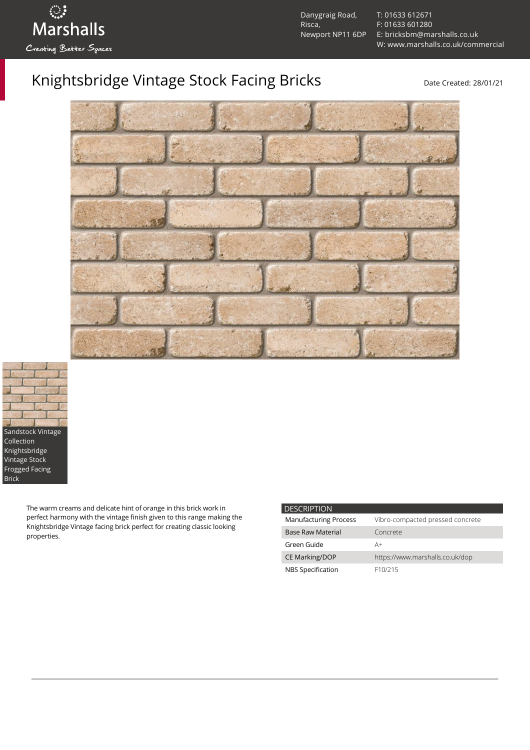Marshalls

Creating Better Spaces

Danygraig Road,
Risca,
Newport NP11 6DP

T: 01633 612671
F: 01633 601280
E: bricksbm@marshalls.co.uk
W: www.marshalls.co.uk/commercial

# Knightsbridge Vintage Stock Facing Bricks

Date Created: 28/01/21

Sandstock Vintage Collection Knightsbridge Vintage Stock Frogged Facing Brick

The warm creams and delicate hint of orange in this brick work in perfect harmony with the vintage finish given to this range making the Knightsbridge Vintage facing brick perfect for creating classic looking properties.

| DESCRIPTION | |
|---|---|
| Manufacturing Process | Vibro-compacted pressed concrete |
| Base Raw Material | Concrete |
| Green Guide | A+ |
| CE Marking/DOP | https://www.marshalls.co.uk/dop |
| NBS Specification | F10/215 |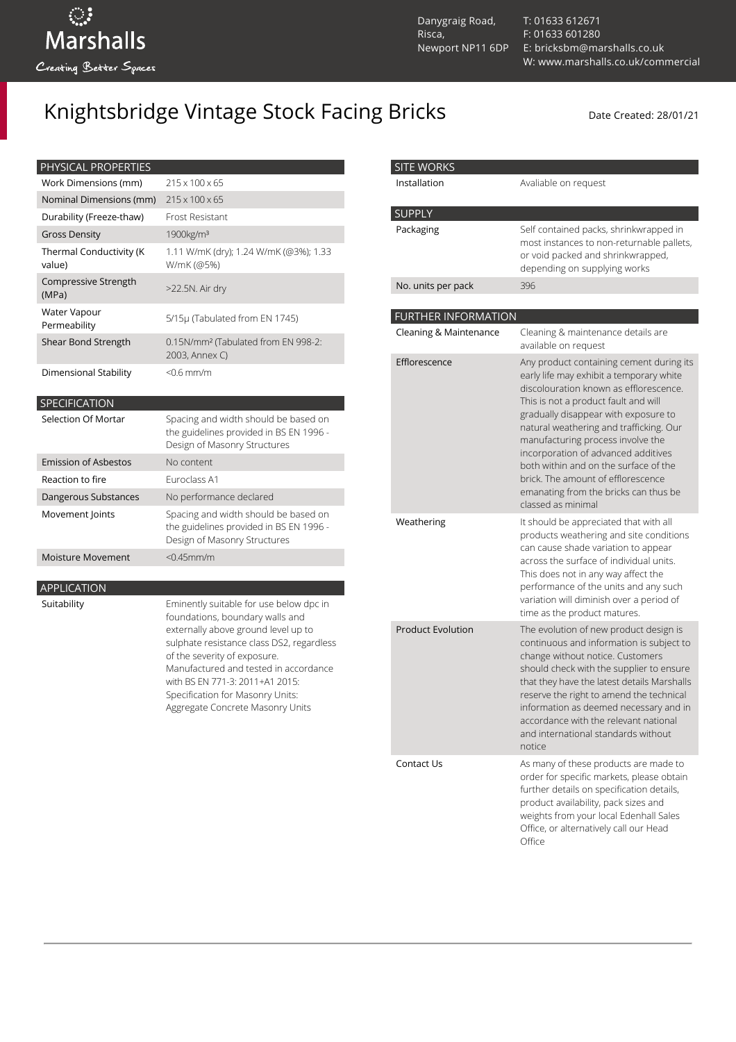Marshalls
Creating Better Spaces

Danygraig Road,
Risca,
Newport NP11 6DP

T: 01633 612671
F: 01633 601280
E: bricksbm@marshalls.co.uk
W: www.marshalls.co.uk/commercial

# Knightsbridge Vintage Stock Facing Bricks

Date Created: 28/01/21

| PHYSICAL PROPERTIES | |
|---|---|
| Work Dimensions (mm) | 215 x 100 x 65 |
| Nominal Dimensions (mm) | 215 x 100 x 65 |
| Durability (Freeze-thaw) | Frost Resistant |
| Gross Density | 1900kg/m³ |
| Thermal Conductivity (K value) | 1.11 W/mK (dry); 1.24 W/mK (@3%); 1.33 W/mK (@5%) |
| Compressive Strength (MPa) | >22.5N. Air dry |
| Water Vapour Permeability | 5/15μ (Tabulated from EN 1745) |
| Shear Bond Strength | 0.15N/mm² (Tabulated from EN 998-2: 2003, Annex C) |
| Dimensional Stability | <0.6 mm/m |

| SPECIFICATION | |
|---|---|
| Selection Of Mortar | Spacing and width should be based on the guidelines provided in BS EN 1996 - Design of Masonry Structures |
| Emission of Asbestos | No content |
| Reaction to fire | Euroclass A1 |
| Dangerous Substances | No performance declared |
| Movement Joints | Spacing and width should be based on the guidelines provided in BS EN 1996 - Design of Masonry Structures |
| Moisture Movement | <0.45mm/m |

| APPLICATION | |
|---|---|
| Suitability | Eminently suitable for use below dpc in foundations, boundary walls and externally above ground level up to sulphate resistance class DS2, regardless of the severity of exposure. Manufactured and tested in accordance with BS EN 771-3: 2011+A1 2015: Specification for Masonry Units: Aggregate Concrete Masonry Units |

| SITE WORKS | |
|---|---|
| Installation | Avaliable on request |

| SUPPLY | |
|---|---|
| Packaging | Self contained packs, shrinkwrapped in most instances to non-returnable pallets, or void packed and shrinkwrapped, depending on supplying works |
| No. units per pack | 396 |

| FURTHER INFORMATION | |
|---|---|
| Cleaning & Maintenance | Cleaning & maintenance details are available on request |
| Efflorescence | Any product containing cement during its early life may exhibit a temporary white discolouration known as efflorescence. This is not a product fault and will gradually disappear with exposure to natural weathering and trafficking. Our manufacturing process involve the incorporation of advanced additives both within and on the surface of the brick. The amount of efflorescence emanating from the bricks can thus be classed as minimal |
| Weathering | It should be appreciated that with all products weathering and site conditions can cause shade variation to appear across the surface of individual units. This does not in any way affect the performance of the units and any such variation will diminish over a period of time as the product matures. |
| Product Evolution | The evolution of new product design is continuous and information is subject to change without notice. Customers should check with the supplier to ensure that they have the latest details Marshalls reserve the right to amend the technical information as deemed necessary and in accordance with the relevant national and international standards without notice |
| Contact Us | As many of these products are made to order for specific markets, please obtain further details on specification details, product availability, pack sizes and weights from your local Edenhall Sales Office, or alternatively call our Head Office |